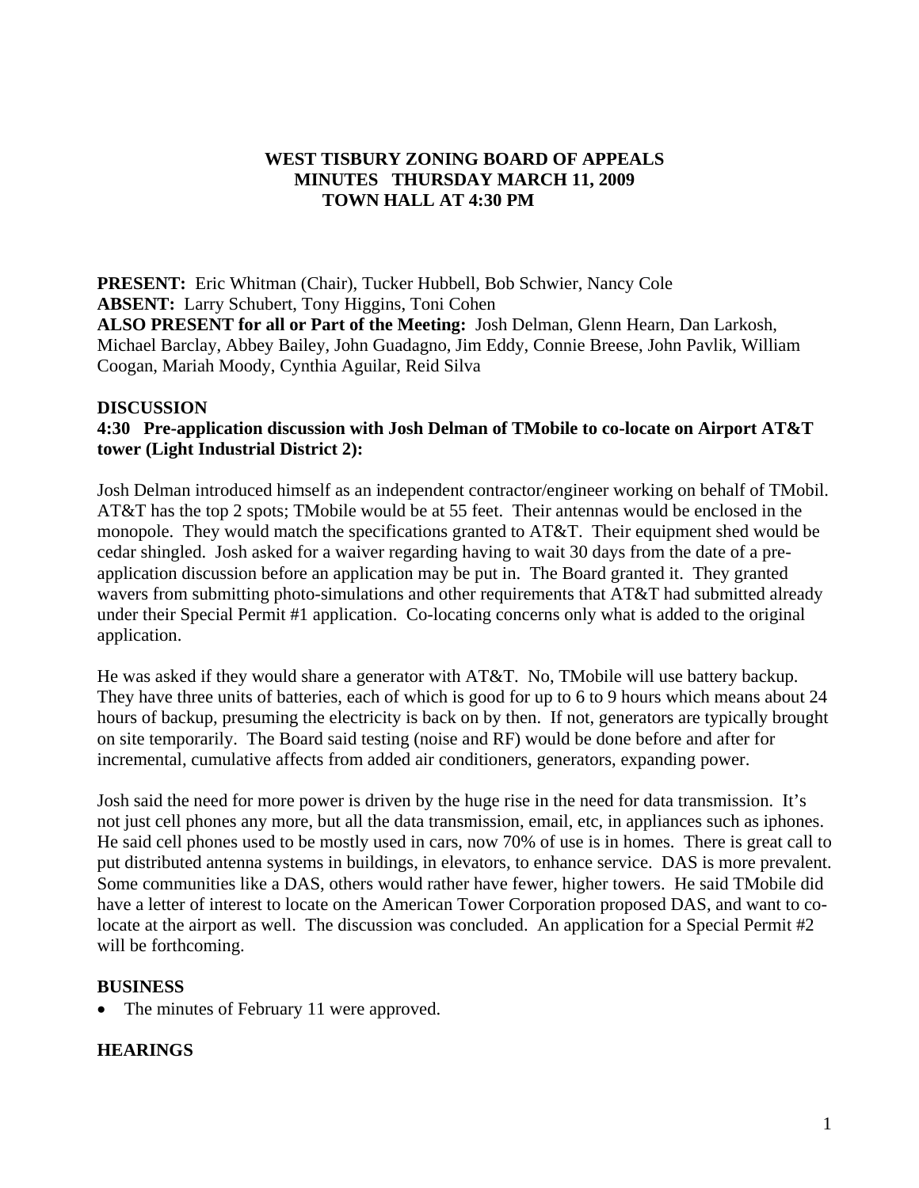# WEST TISBURY ZONING BOARD OF APPEALS
## MINUTES THURSDAY MARCH 11, 2009
## TOWN HALL AT 4:30 PM

**PRESENT:** Eric Whitman (Chair), Tucker Hubbell, Bob Schwier, Nancy Cole
**ABSENT:** Larry Schubert, Tony Higgins, Toni Cohen
**ALSO PRESENT for all or Part of the Meeting:** Josh Delman, Glenn Hearn, Dan Larkosh, Michael Barclay, Abbey Bailey, John Guadagno, Jim Eddy, Connie Breese, John Pavlik, William Coogan, Mariah Moody, Cynthia Aguilar, Reid Silva

### DISCUSSION

**4:30 Pre-application discussion with Josh Delman of TMobile to co-locate on Airport AT&T tower (Light Industrial District 2):**

Josh Delman introduced himself as an independent contractor/engineer working on behalf of TMobil. AT&T has the top 2 spots; TMobile would be at 55 feet. Their antennas would be enclosed in the monopole. They would match the specifications granted to AT&T. Their equipment shed would be cedar shingled. Josh asked for a waiver regarding having to wait 30 days from the date of a pre-application discussion before an application may be put in. The Board granted it. They granted wavers from submitting photo-simulations and other requirements that AT&T had submitted already under their Special Permit #1 application. Co-locating concerns only what is added to the original application.

He was asked if they would share a generator with AT&T. No, TMobile will use battery backup. They have three units of batteries, each of which is good for up to 6 to 9 hours which means about 24 hours of backup, presuming the electricity is back on by then. If not, generators are typically brought on site temporarily. The Board said testing (noise and RF) would be done before and after for incremental, cumulative affects from added air conditioners, generators, expanding power.

Josh said the need for more power is driven by the huge rise in the need for data transmission. It's not just cell phones any more, but all the data transmission, email, etc, in appliances such as iphones. He said cell phones used to be mostly used in cars, now 70% of use is in homes. There is great call to put distributed antenna systems in buildings, in elevators, to enhance service. DAS is more prevalent. Some communities like a DAS, others would rather have fewer, higher towers. He said TMobile did have a letter of interest to locate on the American Tower Corporation proposed DAS, and want to co-locate at the airport as well. The discussion was concluded. An application for a Special Permit #2 will be forthcoming.

### BUSINESS

- The minutes of February 11 were approved.

### HEARINGS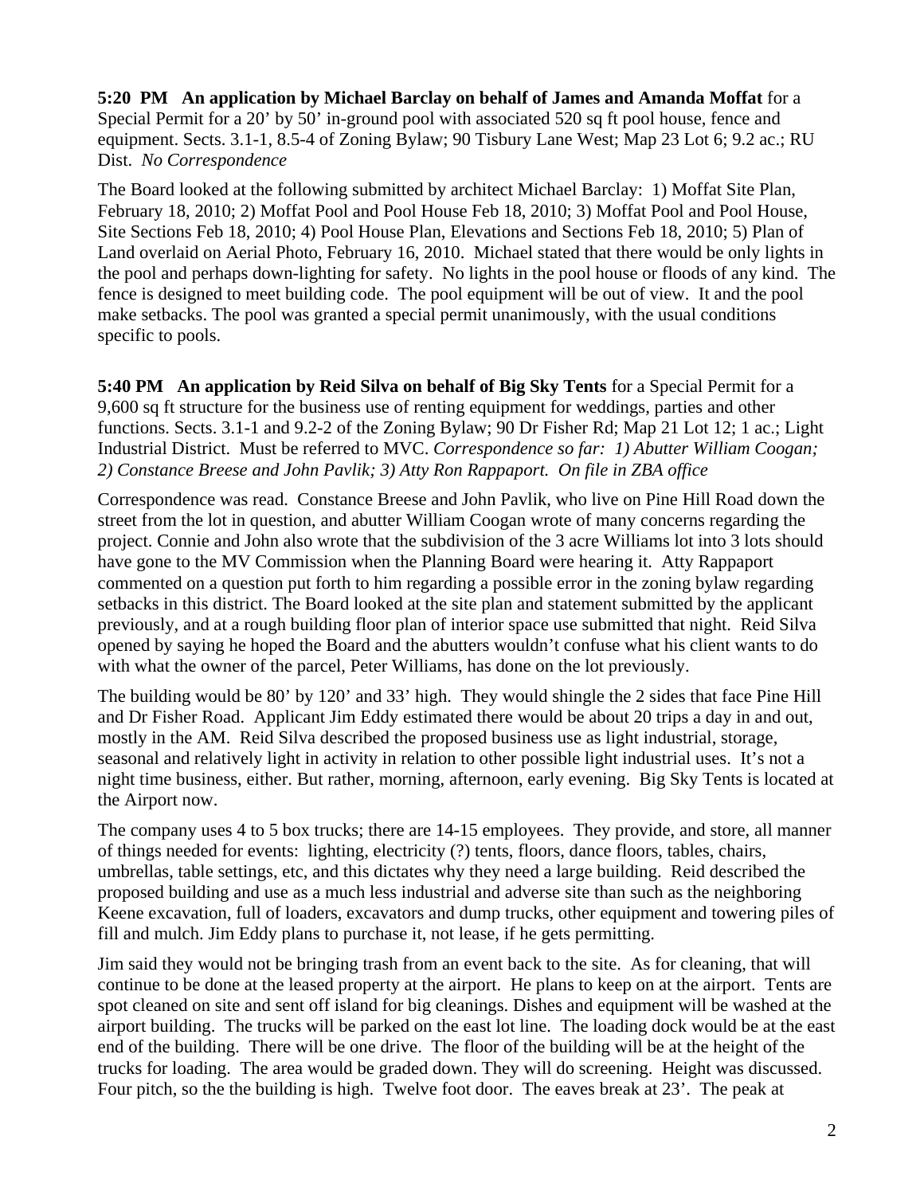**5:20 PM An application by Michael Barclay on behalf of James and Amanda Moffat** for a Special Permit for a 20' by 50' in-ground pool with associated 520 sq ft pool house, fence and equipment. Sects. 3.1-1, 8.5-4 of Zoning Bylaw; 90 Tisbury Lane West; Map 23 Lot 6; 9.2 ac.; RU Dist. *No Correspondence*

The Board looked at the following submitted by architect Michael Barclay: 1) Moffat Site Plan, February 18, 2010; 2) Moffat Pool and Pool House Feb 18, 2010; 3) Moffat Pool and Pool House, Site Sections Feb 18, 2010; 4) Pool House Plan, Elevations and Sections Feb 18, 2010; 5) Plan of Land overlaid on Aerial Photo, February 16, 2010. Michael stated that there would be only lights in the pool and perhaps down-lighting for safety. No lights in the pool house or floods of any kind. The fence is designed to meet building code. The pool equipment will be out of view. It and the pool make setbacks. The pool was granted a special permit unanimously, with the usual conditions specific to pools.

**5:40 PM An application by Reid Silva on behalf of Big Sky Tents** for a Special Permit for a 9,600 sq ft structure for the business use of renting equipment for weddings, parties and other functions. Sects. 3.1-1 and 9.2-2 of the Zoning Bylaw; 90 Dr Fisher Rd; Map 21 Lot 12; 1 ac.; Light Industrial District. Must be referred to MVC. *Correspondence so far: 1) Abutter William Coogan; 2) Constance Breese and John Pavlik; 3) Atty Ron Rappaport. On file in ZBA office*

Correspondence was read. Constance Breese and John Pavlik, who live on Pine Hill Road down the street from the lot in question, and abutter William Coogan wrote of many concerns regarding the project. Connie and John also wrote that the subdivision of the 3 acre Williams lot into 3 lots should have gone to the MV Commission when the Planning Board were hearing it. Atty Rappaport commented on a question put forth to him regarding a possible error in the zoning bylaw regarding setbacks in this district. The Board looked at the site plan and statement submitted by the applicant previously, and at a rough building floor plan of interior space use submitted that night. Reid Silva opened by saying he hoped the Board and the abutters wouldn't confuse what his client wants to do with what the owner of the parcel, Peter Williams, has done on the lot previously.

The building would be 80' by 120' and 33' high. They would shingle the 2 sides that face Pine Hill and Dr Fisher Road. Applicant Jim Eddy estimated there would be about 20 trips a day in and out, mostly in the AM. Reid Silva described the proposed business use as light industrial, storage, seasonal and relatively light in activity in relation to other possible light industrial uses. It's not a night time business, either. But rather, morning, afternoon, early evening. Big Sky Tents is located at the Airport now.

The company uses 4 to 5 box trucks; there are 14-15 employees. They provide, and store, all manner of things needed for events: lighting, electricity (?) tents, floors, dance floors, tables, chairs, umbrellas, table settings, etc, and this dictates why they need a large building. Reid described the proposed building and use as a much less industrial and adverse site than such as the neighboring Keene excavation, full of loaders, excavators and dump trucks, other equipment and towering piles of fill and mulch. Jim Eddy plans to purchase it, not lease, if he gets permitting.

Jim said they would not be bringing trash from an event back to the site. As for cleaning, that will continue to be done at the leased property at the airport. He plans to keep on at the airport. Tents are spot cleaned on site and sent off island for big cleanings. Dishes and equipment will be washed at the airport building. The trucks will be parked on the east lot line. The loading dock would be at the east end of the building. There will be one drive. The floor of the building will be at the height of the trucks for loading. The area would be graded down. They will do screening. Height was discussed. Four pitch, so the the building is high. Twelve foot door. The eaves break at 23'. The peak at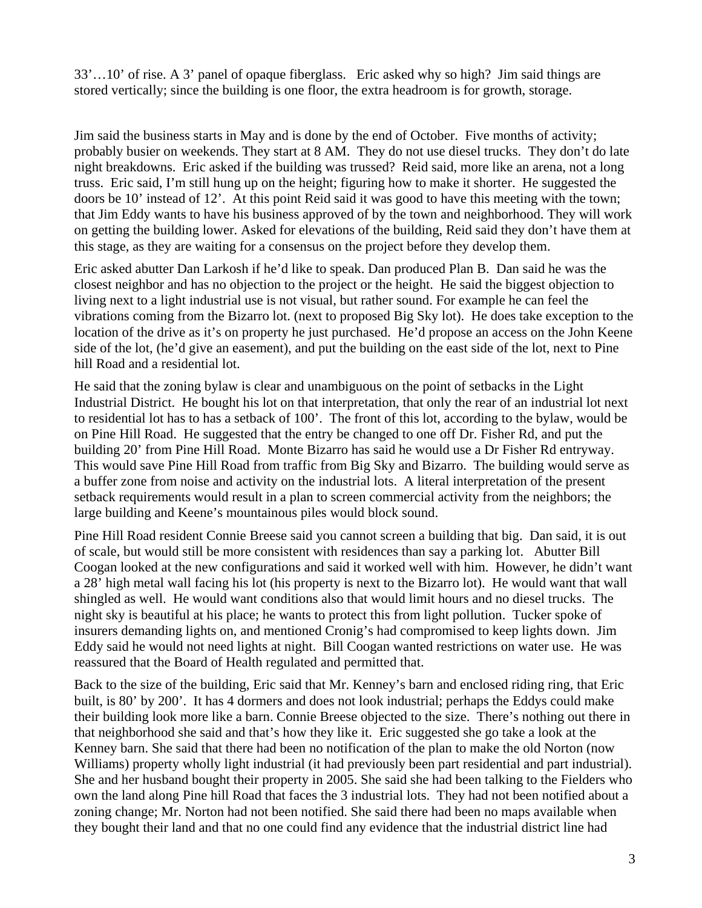33'…10' of rise. A 3' panel of opaque fiberglass. Eric asked why so high? Jim said things are stored vertically; since the building is one floor, the extra headroom is for growth, storage.

Jim said the business starts in May and is done by the end of October. Five months of activity; probably busier on weekends. They start at 8 AM. They do not use diesel trucks. They don't do late night breakdowns. Eric asked if the building was trussed? Reid said, more like an arena, not a long truss. Eric said, I'm still hung up on the height; figuring how to make it shorter. He suggested the doors be 10' instead of 12'. At this point Reid said it was good to have this meeting with the town; that Jim Eddy wants to have his business approved of by the town and neighborhood. They will work on getting the building lower. Asked for elevations of the building, Reid said they don't have them at this stage, as they are waiting for a consensus on the project before they develop them.

Eric asked abutter Dan Larkosh if he'd like to speak. Dan produced Plan B. Dan said he was the closest neighbor and has no objection to the project or the height. He said the biggest objection to living next to a light industrial use is not visual, but rather sound. For example he can feel the vibrations coming from the Bizarro lot. (next to proposed Big Sky lot). He does take exception to the location of the drive as it's on property he just purchased. He'd propose an access on the John Keene side of the lot, (he'd give an easement), and put the building on the east side of the lot, next to Pine hill Road and a residential lot.

He said that the zoning bylaw is clear and unambiguous on the point of setbacks in the Light Industrial District. He bought his lot on that interpretation, that only the rear of an industrial lot next to residential lot has to has a setback of 100'. The front of this lot, according to the bylaw, would be on Pine Hill Road. He suggested that the entry be changed to one off Dr. Fisher Rd, and put the building 20' from Pine Hill Road. Monte Bizarro has said he would use a Dr Fisher Rd entryway. This would save Pine Hill Road from traffic from Big Sky and Bizarro. The building would serve as a buffer zone from noise and activity on the industrial lots. A literal interpretation of the present setback requirements would result in a plan to screen commercial activity from the neighbors; the large building and Keene's mountainous piles would block sound.

Pine Hill Road resident Connie Breese said you cannot screen a building that big. Dan said, it is out of scale, but would still be more consistent with residences than say a parking lot. Abutter Bill Coogan looked at the new configurations and said it worked well with him. However, he didn't want a 28' high metal wall facing his lot (his property is next to the Bizarro lot). He would want that wall shingled as well. He would want conditions also that would limit hours and no diesel trucks. The night sky is beautiful at his place; he wants to protect this from light pollution. Tucker spoke of insurers demanding lights on, and mentioned Cronig's had compromised to keep lights down. Jim Eddy said he would not need lights at night. Bill Coogan wanted restrictions on water use. He was reassured that the Board of Health regulated and permitted that.

Back to the size of the building, Eric said that Mr. Kenney's barn and enclosed riding ring, that Eric built, is 80' by 200'. It has 4 dormers and does not look industrial; perhaps the Eddys could make their building look more like a barn. Connie Breese objected to the size. There's nothing out there in that neighborhood she said and that's how they like it. Eric suggested she go take a look at the Kenney barn. She said that there had been no notification of the plan to make the old Norton (now Williams) property wholly light industrial (it had previously been part residential and part industrial). She and her husband bought their property in 2005. She said she had been talking to the Fielders who own the land along Pine hill Road that faces the 3 industrial lots. They had not been notified about a zoning change; Mr. Norton had not been notified. She said there had been no maps available when they bought their land and that no one could find any evidence that the industrial district line had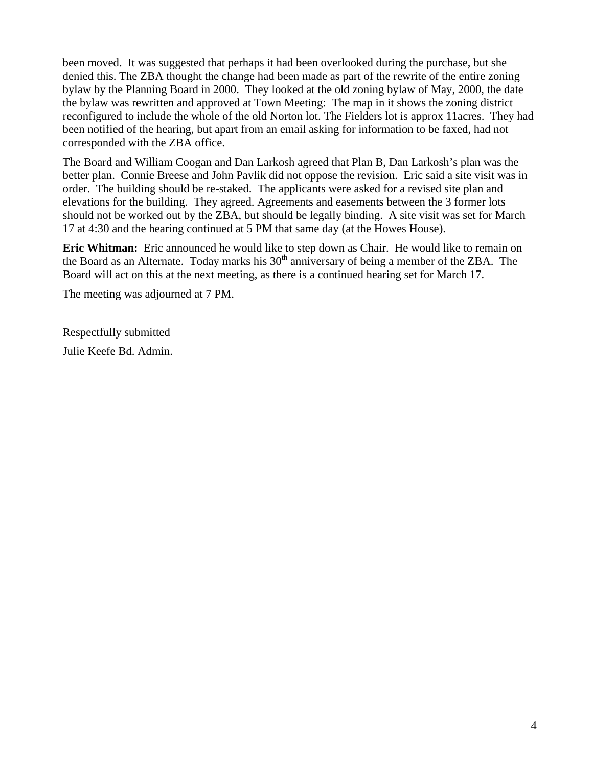been moved. It was suggested that perhaps it had been overlooked during the purchase, but she denied this. The ZBA thought the change had been made as part of the rewrite of the entire zoning bylaw by the Planning Board in 2000. They looked at the old zoning bylaw of May, 2000, the date the bylaw was rewritten and approved at Town Meeting: The map in it shows the zoning district reconfigured to include the whole of the old Norton lot. The Fielders lot is approx 11acres. They had been notified of the hearing, but apart from an email asking for information to be faxed, had not corresponded with the ZBA office.

The Board and William Coogan and Dan Larkosh agreed that Plan B, Dan Larkosh's plan was the better plan. Connie Breese and John Pavlik did not oppose the revision. Eric said a site visit was in order. The building should be re-staked. The applicants were asked for a revised site plan and elevations for the building. They agreed. Agreements and easements between the 3 former lots should not be worked out by the ZBA, but should be legally binding. A site visit was set for March 17 at 4:30 and the hearing continued at 5 PM that same day (at the Howes House).

**Eric Whitman:** Eric announced he would like to step down as Chair. He would like to remain on the Board as an Alternate. Today marks his 30th anniversary of being a member of the ZBA. The Board will act on this at the next meeting, as there is a continued hearing set for March 17.

The meeting was adjourned at 7 PM.

Respectfully submitted

Julie Keefe Bd. Admin.